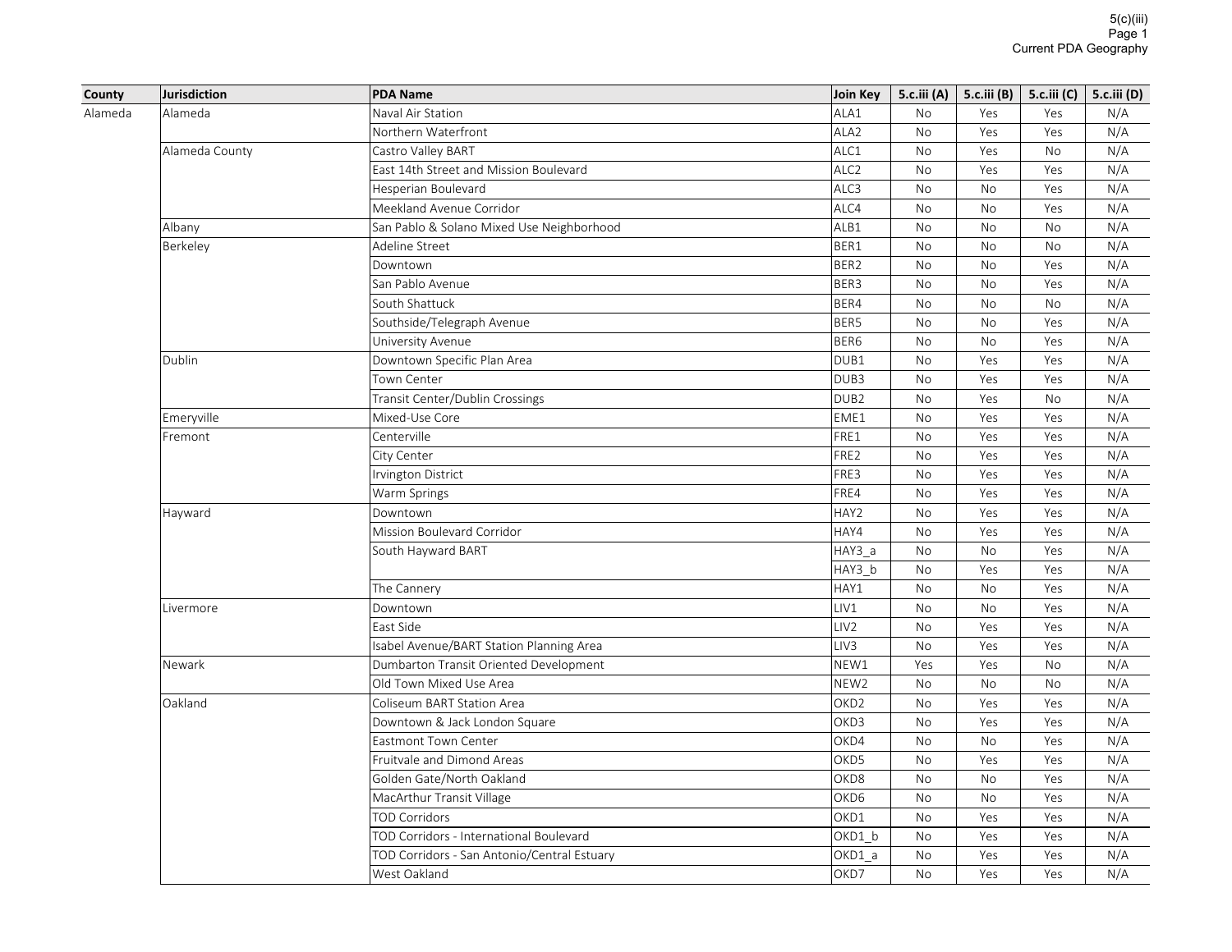5(c)(iii)
Current PDA Geography

| County | Jurisdiction | PDA Name | Join Key | 5.c.iii (A) | 5.c.iii (B) | 5.c.iii (C) | 5.c.iii (D) |
|---|---|---|---|---|---|---|---|
| Alameda | Alameda | Naval Air Station | ALA1 | No | Yes | Yes | N/A |
| | | Northern Waterfront | ALA2 | No | Yes | Yes | N/A |
| | Alameda County | Castro Valley BART | ALC1 | No | Yes | No | N/A |
| | | East 14th Street and Mission Boulevard | ALC2 | No | Yes | Yes | N/A |
| | | Hesperian Boulevard | ALC3 | No | No | Yes | N/A |
| | | Meekland Avenue Corridor | ALC4 | No | No | Yes | N/A |
| | Albany | San Pablo & Solano Mixed Use Neighborhood | ALB1 | No | No | No | N/A |
| | Berkeley | Adeline Street | BER1 | No | No | No | N/A |
| | | Downtown | BER2 | No | No | Yes | N/A |
| | | San Pablo Avenue | BER3 | No | No | Yes | N/A |
| | | South Shattuck | BER4 | No | No | No | N/A |
| | | Southside/Telegraph Avenue | BER5 | No | No | Yes | N/A |
| | | University Avenue | BER6 | No | No | Yes | N/A |
| | Dublin | Downtown Specific Plan Area | DUB1 | No | Yes | Yes | N/A |
| | | Town Center | DUB3 | No | Yes | Yes | N/A |
| | | Transit Center/Dublin Crossings | DUB2 | No | Yes | No | N/A |
| | Emeryville | Mixed-Use Core | EME1 | No | Yes | Yes | N/A |
| | Fremont | Centerville | FRE1 | No | Yes | Yes | N/A |
| | | City Center | FRE2 | No | Yes | Yes | N/A |
| | | Irvington District | FRE3 | No | Yes | Yes | N/A |
| | | Warm Springs | FRE4 | No | Yes | Yes | N/A |
| | Hayward | Downtown | HAY2 | No | Yes | Yes | N/A |
| | | Mission Boulevard Corridor | HAY4 | No | Yes | Yes | N/A |
| | | South Hayward BART | HAY3_a | No | No | Yes | N/A |
| | | | HAY3_b | No | Yes | Yes | N/A |
| | | The Cannery | HAY1 | No | No | Yes | N/A |
| | Livermore | Downtown | LIV1 | No | No | Yes | N/A |
| | | East Side | LIV2 | No | Yes | Yes | N/A |
| | | Isabel Avenue/BART Station Planning Area | LIV3 | No | Yes | Yes | N/A |
| | Newark | Dumbarton Transit Oriented Development | NEW1 | Yes | Yes | No | N/A |
| | | Old Town Mixed Use Area | NEW2 | No | No | No | N/A |
| | Oakland | Coliseum BART Station Area | OKD2 | No | Yes | Yes | N/A |
| | | Downtown & Jack London Square | OKD3 | No | Yes | Yes | N/A |
| | | Eastmont Town Center | OKD4 | No | No | Yes | N/A |
| | | Fruitvale and Dimond Areas | OKD5 | No | Yes | Yes | N/A |
| | | Golden Gate/North Oakland | OKD8 | No | No | Yes | N/A |
| | | MacArthur Transit Village | OKD6 | No | No | Yes | N/A |
| | | TOD Corridors | OKD1 | No | Yes | Yes | N/A |
| | | TOD Corridors - International Boulevard | OKD1_b | No | Yes | Yes | N/A |
| | | TOD Corridors - San Antonio/Central Estuary | OKD1_a | No | Yes | Yes | N/A |
| | | West Oakland | OKD7 | No | Yes | Yes | N/A |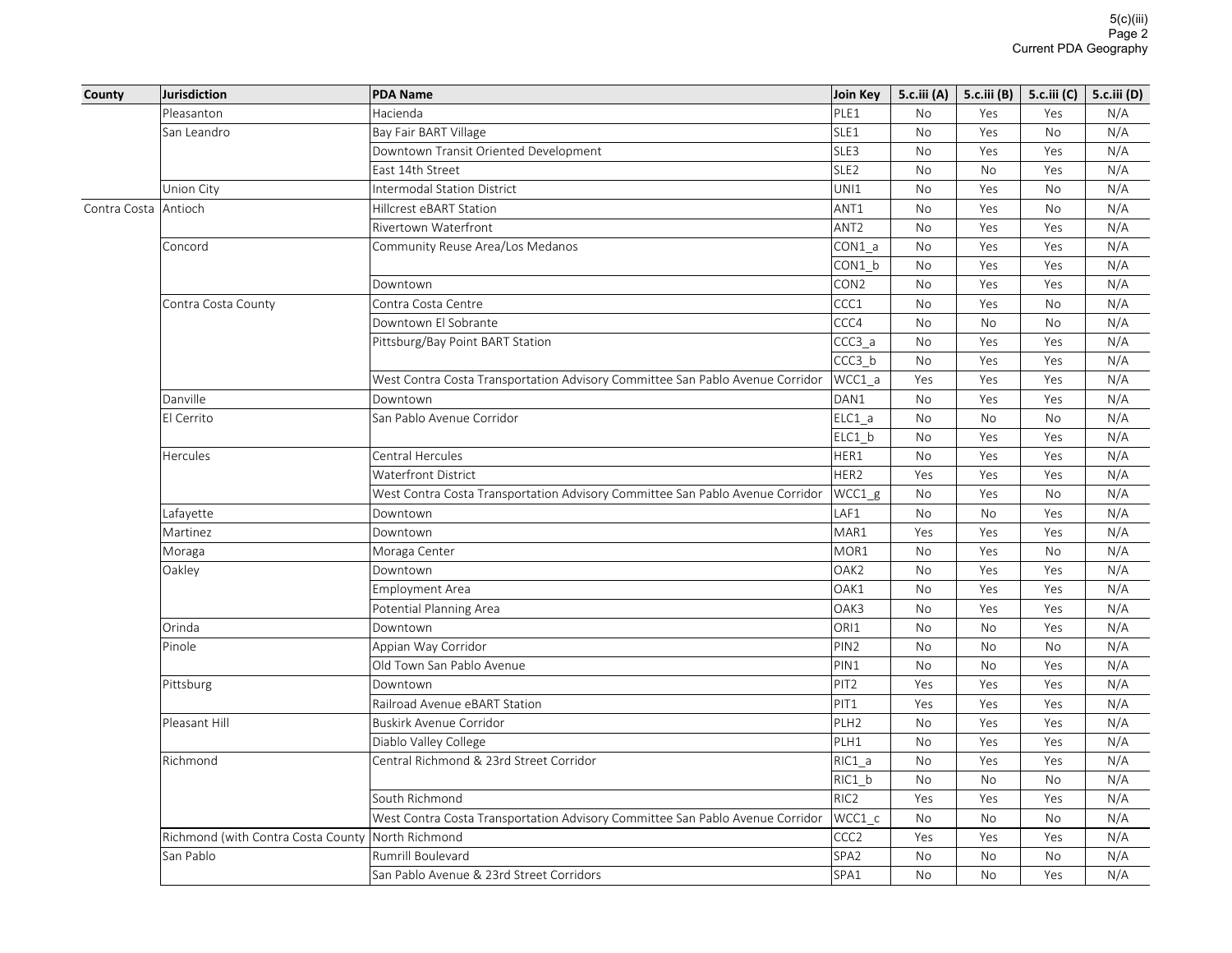| County | Jurisdiction | PDA Name | Join Key | 5.c.iii (A) | 5.c.iii (B) | 5.c.iii (C) | 5.c.iii (D) |
|---|---|---|---|---|---|---|---|
| | Pleasanton | Hacienda | PLE1 | No | Yes | Yes | N/A |
| | San Leandro | Bay Fair BART Village | SLE1 | No | Yes | No | N/A |
| | | Downtown Transit Oriented Development | SLE3 | No | Yes | Yes | N/A |
| | | East 14th Street | SLE2 | No | No | Yes | N/A |
| | Union City | Intermodal Station District | UNI1 | No | Yes | No | N/A |
| Contra Costa | Antioch | Hillcrest eBART Station | ANT1 | No | Yes | No | N/A |
| | | Rivertown Waterfront | ANT2 | No | Yes | Yes | N/A |
| | Concord | Community Reuse Area/Los Medanos | CON1_a | No | Yes | Yes | N/A |
| | | | CON1_b | No | Yes | Yes | N/A |
| | | Downtown | CON2 | No | Yes | Yes | N/A |
| | Contra Costa County | Contra Costa Centre | CCC1 | No | Yes | No | N/A |
| | | Downtown El Sobrante | CCC4 | No | No | No | N/A |
| | | Pittsburg/Bay Point BART Station | CCC3_a | No | Yes | Yes | N/A |
| | | | CCC3_b | No | Yes | Yes | N/A |
| | | West Contra Costa Transportation Advisory Committee San Pablo Avenue Corridor | WCC1_a | Yes | Yes | Yes | N/A |
| | Danville | Downtown | DAN1 | No | Yes | Yes | N/A |
| | El Cerrito | San Pablo Avenue Corridor | ELC1_a | No | No | No | N/A |
| | | | ELC1_b | No | Yes | Yes | N/A |
| | Hercules | Central Hercules | HER1 | No | Yes | Yes | N/A |
| | | Waterfront District | HER2 | Yes | Yes | Yes | N/A |
| | | West Contra Costa Transportation Advisory Committee San Pablo Avenue Corridor | WCC1_g | No | Yes | No | N/A |
| | Lafayette | Downtown | LAF1 | No | No | Yes | N/A |
| | Martinez | Downtown | MAR1 | Yes | Yes | Yes | N/A |
| | Moraga | Moraga Center | MOR1 | No | Yes | No | N/A |
| | Oakley | Downtown | OAK2 | No | Yes | Yes | N/A |
| | | Employment Area | OAK1 | No | Yes | Yes | N/A |
| | | Potential Planning Area | OAK3 | No | Yes | Yes | N/A |
| | Orinda | Downtown | ORI1 | No | No | Yes | N/A |
| | Pinole | Appian Way Corridor | PIN2 | No | No | No | N/A |
| | | Old Town San Pablo Avenue | PIN1 | No | No | Yes | N/A |
| | Pittsburg | Downtown | PIT2 | Yes | Yes | Yes | N/A |
| | | Railroad Avenue eBART Station | PIT1 | Yes | Yes | Yes | N/A |
| | Pleasant Hill | Buskirk Avenue Corridor | PLH2 | No | Yes | Yes | N/A |
| | | Diablo Valley College | PLH1 | No | Yes | Yes | N/A |
| | Richmond | Central Richmond & 23rd Street Corridor | RIC1_a | No | Yes | Yes | N/A |
| | | | RIC1_b | No | No | No | N/A |
| | | South Richmond | RIC2 | Yes | Yes | Yes | N/A |
| | | West Contra Costa Transportation Advisory Committee San Pablo Avenue Corridor | WCC1_c | No | No | No | N/A |
| | Richmond (with Contra Costa County | North Richmond | CCC2 | Yes | Yes | Yes | N/A |
| | San Pablo | Rumrill Boulevard | SPA2 | No | No | No | N/A |
| | | San Pablo Avenue & 23rd Street Corridors | SPA1 | No | No | Yes | N/A |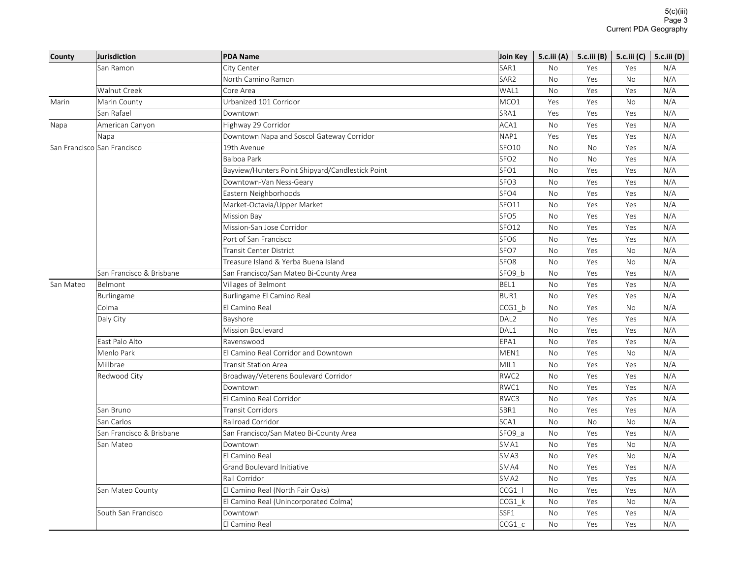| County | Jurisdiction | PDA Name | Join Key | 5.c.iii (A) | 5.c.iii (B) | 5.c.iii (C) | 5.c.iii (D) |
|---|---|---|---|---|---|---|---|
| | San Ramon | City Center | SAR1 | No | Yes | Yes | N/A |
| | | North Camino Ramon | SAR2 | No | Yes | No | N/A |
| | Walnut Creek | Core Area | WAL1 | No | Yes | Yes | N/A |
| Marin | Marin County | Urbanized 101 Corridor | MCO1 | Yes | Yes | No | N/A |
| | San Rafael | Downtown | SRA1 | Yes | Yes | Yes | N/A |
| Napa | American Canyon | Highway 29 Corridor | ACA1 | No | Yes | Yes | N/A |
| | Napa | Downtown Napa and Soscol Gateway Corridor | NAP1 | Yes | Yes | Yes | N/A |
| San Francisco | San Francisco | 19th Avenue | SFO10 | No | No | Yes | N/A |
| | | Balboa Park | SFO2 | No | No | Yes | N/A |
| | | Bayview/Hunters Point Shipyard/Candlestick Point | SFO1 | No | Yes | Yes | N/A |
| | | Downtown-Van Ness-Geary | SFO3 | No | Yes | Yes | N/A |
| | | Eastern Neighborhoods | SFO4 | No | Yes | Yes | N/A |
| | | Market-Octavia/Upper Market | SFO11 | No | Yes | Yes | N/A |
| | | Mission Bay | SFO5 | No | Yes | Yes | N/A |
| | | Mission-San Jose Corridor | SFO12 | No | Yes | Yes | N/A |
| | | Port of San Francisco | SFO6 | No | Yes | Yes | N/A |
| | | Transit Center District | SFO7 | No | Yes | No | N/A |
| | | Treasure Island & Yerba Buena Island | SFO8 | No | Yes | No | N/A |
| | San Francisco & Brisbane | San Francisco/San Mateo Bi-County Area | SFO9_b | No | Yes | Yes | N/A |
| San Mateo | Belmont | Villages of Belmont | BEL1 | No | Yes | Yes | N/A |
| | Burlingame | Burlingame El Camino Real | BUR1 | No | Yes | Yes | N/A |
| | Colma | El Camino Real | CCG1_b | No | Yes | No | N/A |
| | Daly City | Bayshore | DAL2 | No | Yes | Yes | N/A |
| | | Mission Boulevard | DAL1 | No | Yes | Yes | N/A |
| | East Palo Alto | Ravenswood | EPA1 | No | Yes | Yes | N/A |
| | Menlo Park | El Camino Real Corridor and Downtown | MEN1 | No | Yes | No | N/A |
| | Millbrae | Transit Station Area | MIL1 | No | Yes | Yes | N/A |
| | Redwood City | Broadway/Veterens Boulevard Corridor | RWC2 | No | Yes | Yes | N/A |
| | | Downtown | RWC1 | No | Yes | Yes | N/A |
| | | El Camino Real Corridor | RWC3 | No | Yes | Yes | N/A |
| | San Bruno | Transit Corridors | SBR1 | No | Yes | Yes | N/A |
| | San Carlos | Railroad Corridor | SCA1 | No | No | No | N/A |
| | San Francisco & Brisbane | San Francisco/San Mateo Bi-County Area | SFO9_a | No | Yes | Yes | N/A |
| | San Mateo | Downtown | SMA1 | No | Yes | No | N/A |
| | | El Camino Real | SMA3 | No | Yes | No | N/A |
| | | Grand Boulevard Initiative | SMA4 | No | Yes | Yes | N/A |
| | | Rail Corridor | SMA2 | No | Yes | Yes | N/A |
| | San Mateo County | El Camino Real (North Fair Oaks) | CCG1_l | No | Yes | Yes | N/A |
| | | El Camino Real (Unincorporated Colma) | CCG1_k | No | Yes | No | N/A |
| | South San Francisco | Downtown | SSF1 | No | Yes | Yes | N/A |
| | | El Camino Real | CCG1_c | No | Yes | Yes | N/A |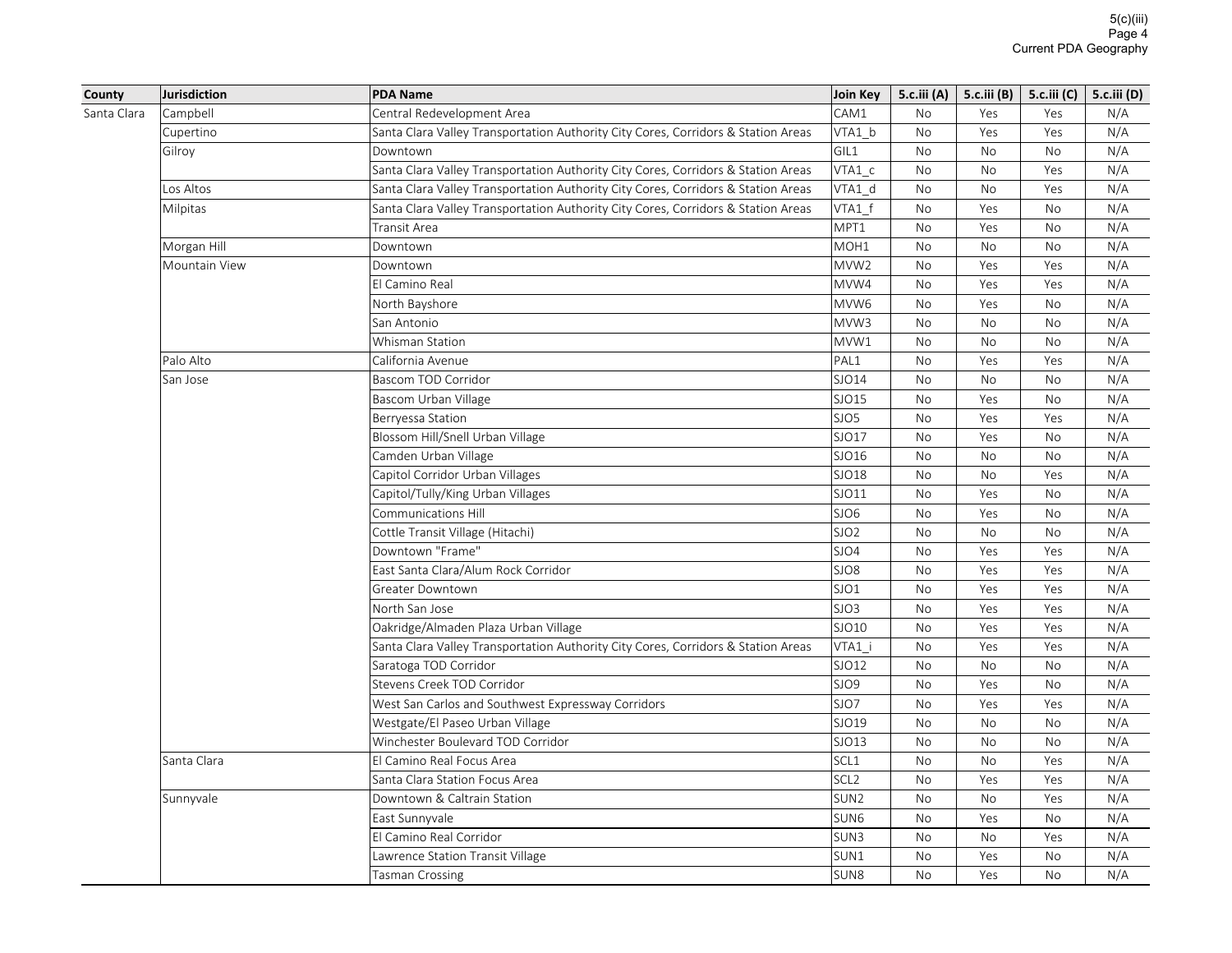| County | Jurisdiction | PDA Name | Join Key | 5.c.iii (A) | 5.c.iii (B) | 5.c.iii (C) | 5.c.iii (D) |
|---|---|---|---|---|---|---|---|
| Santa Clara | Campbell | Central Redevelopment Area | CAM1 | No | Yes | Yes | N/A |
| | Cupertino | Santa Clara Valley Transportation Authority City Cores, Corridors & Station Areas | VTA1_b | No | Yes | Yes | N/A |
| | Gilroy | Downtown | GIL1 | No | No | No | N/A |
| | | Santa Clara Valley Transportation Authority City Cores, Corridors & Station Areas | VTA1_c | No | No | Yes | N/A |
| | Los Altos | Santa Clara Valley Transportation Authority City Cores, Corridors & Station Areas | VTA1_d | No | No | Yes | N/A |
| | Milpitas | Santa Clara Valley Transportation Authority City Cores, Corridors & Station Areas | VTA1_f | No | Yes | No | N/A |
| | | Transit Area | MPT1 | No | Yes | No | N/A |
| | Morgan Hill | Downtown | MOH1 | No | No | No | N/A |
| | Mountain View | Downtown | MVW2 | No | Yes | Yes | N/A |
| | | El Camino Real | MVW4 | No | Yes | Yes | N/A |
| | | North Bayshore | MVW6 | No | Yes | No | N/A |
| | | San Antonio | MVW3 | No | No | No | N/A |
| | | Whisman Station | MVW1 | No | No | No | N/A |
| | Palo Alto | California Avenue | PAL1 | No | Yes | Yes | N/A |
| | San Jose | Bascom TOD Corridor | SJO14 | No | No | No | N/A |
| | | Bascom Urban Village | SJO15 | No | Yes | No | N/A |
| | | Berryessa Station | SJO5 | No | Yes | Yes | N/A |
| | | Blossom Hill/Snell Urban Village | SJO17 | No | Yes | No | N/A |
| | | Camden Urban Village | SJO16 | No | No | No | N/A |
| | | Capitol Corridor Urban Villages | SJO18 | No | No | Yes | N/A |
| | | Capitol/Tully/King Urban Villages | SJO11 | No | Yes | No | N/A |
| | | Communications Hill | SJO6 | No | Yes | No | N/A |
| | | Cottle Transit Village (Hitachi) | SJO2 | No | No | No | N/A |
| | | Downtown "Frame" | SJO4 | No | Yes | Yes | N/A |
| | | East Santa Clara/Alum Rock Corridor | SJO8 | No | Yes | Yes | N/A |
| | | Greater Downtown | SJO1 | No | Yes | Yes | N/A |
| | | North San Jose | SJO3 | No | Yes | Yes | N/A |
| | | Oakridge/Almaden Plaza Urban Village | SJO10 | No | Yes | Yes | N/A |
| | | Santa Clara Valley Transportation Authority City Cores, Corridors & Station Areas | VTA1_i | No | Yes | Yes | N/A |
| | | Saratoga TOD Corridor | SJO12 | No | No | No | N/A |
| | | Stevens Creek TOD Corridor | SJO9 | No | Yes | No | N/A |
| | | West San Carlos and Southwest Expressway Corridors | SJO7 | No | Yes | Yes | N/A |
| | | Westgate/El Paseo Urban Village | SJO19 | No | No | No | N/A |
| | | Winchester Boulevard TOD Corridor | SJO13 | No | No | No | N/A |
| | Santa Clara | El Camino Real Focus Area | SCL1 | No | No | Yes | N/A |
| | | Santa Clara Station Focus Area | SCL2 | No | Yes | Yes | N/A |
| | Sunnyvale | Downtown & Caltrain Station | SUN2 | No | No | Yes | N/A |
| | | East Sunnyvale | SUN6 | No | Yes | No | N/A |
| | | El Camino Real Corridor | SUN3 | No | No | Yes | N/A |
| | | Lawrence Station Transit Village | SUN1 | No | Yes | No | N/A |
| | | Tasman Crossing | SUN8 | No | Yes | No | N/A |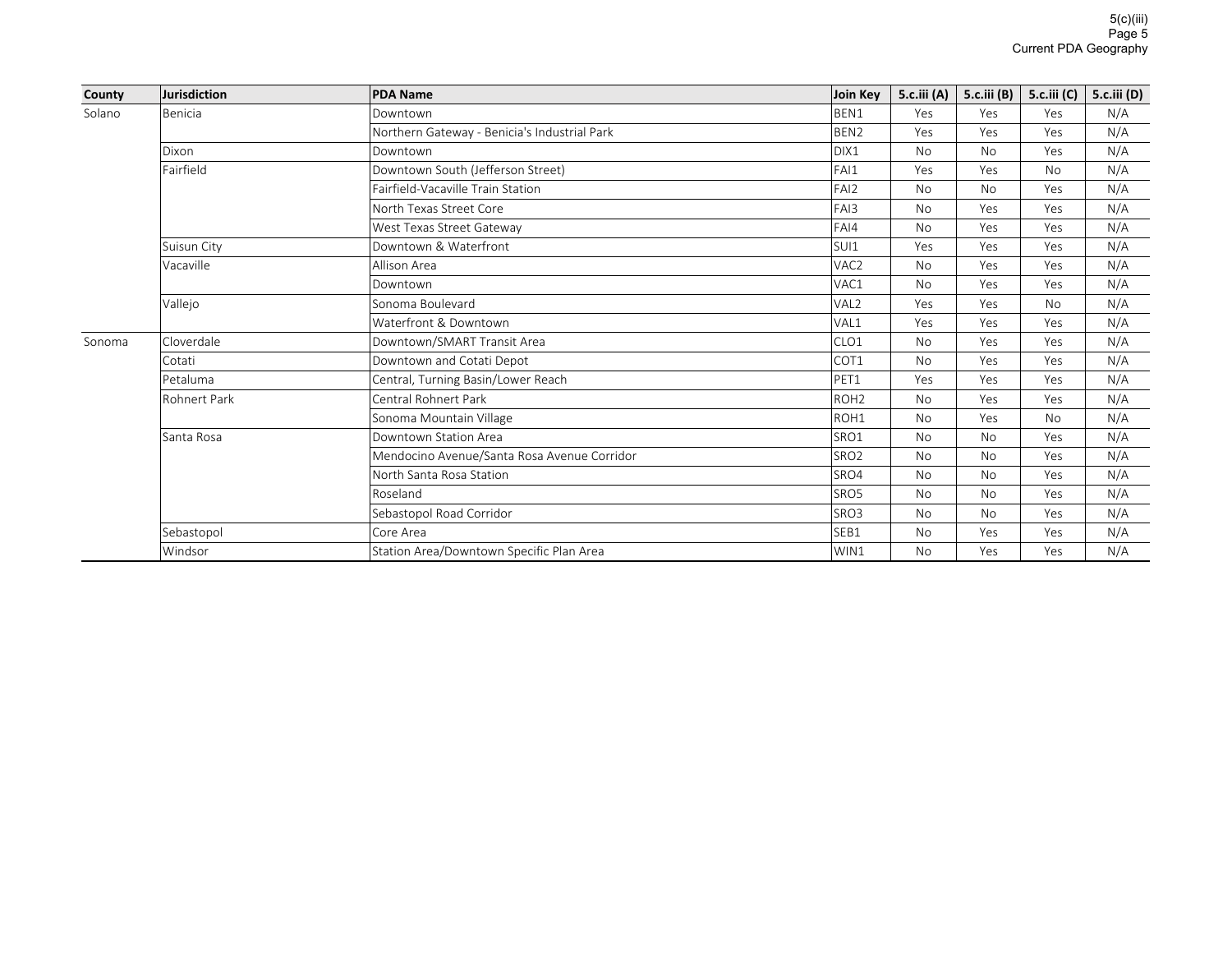| County | Jurisdiction | PDA Name | Join Key | 5.c.iii (A) | 5.c.iii (B) | 5.c.iii (C) | 5.c.iii (D) |
|---|---|---|---|---|---|---|---|
| Solano | Benicia | Downtown | BEN1 | Yes | Yes | Yes | N/A |
| | | Northern Gateway - Benicia's Industrial Park | BEN2 | Yes | Yes | Yes | N/A |
| | Dixon | Downtown | DIX1 | No | No | Yes | N/A |
| | Fairfield | Downtown South (Jefferson Street) | FAI1 | Yes | Yes | No | N/A |
| | | Fairfield-Vacaville Train Station | FAI2 | No | No | Yes | N/A |
| | | North Texas Street Core | FAI3 | No | Yes | Yes | N/A |
| | | West Texas Street Gateway | FAI4 | No | Yes | Yes | N/A |
| | Suisun City | Downtown & Waterfront | SUI1 | Yes | Yes | Yes | N/A |
| | Vacaville | Allison Area | VAC2 | No | Yes | Yes | N/A |
| | | Downtown | VAC1 | No | Yes | Yes | N/A |
| | Vallejo | Sonoma Boulevard | VAL2 | Yes | Yes | No | N/A |
| | | Waterfront & Downtown | VAL1 | Yes | Yes | Yes | N/A |
| Sonoma | Cloverdale | Downtown/SMART Transit Area | CLO1 | No | Yes | Yes | N/A |
| | Cotati | Downtown and Cotati Depot | COT1 | No | Yes | Yes | N/A |
| | Petaluma | Central, Turning Basin/Lower Reach | PET1 | Yes | Yes | Yes | N/A |
| | Rohnert Park | Central Rohnert Park | ROH2 | No | Yes | Yes | N/A |
| | | Sonoma Mountain Village | ROH1 | No | Yes | No | N/A |
| | Santa Rosa | Downtown Station Area | SRO1 | No | No | Yes | N/A |
| | | Mendocino Avenue/Santa Rosa Avenue Corridor | SRO2 | No | No | Yes | N/A |
| | | North Santa Rosa Station | SRO4 | No | No | Yes | N/A |
| | | Roseland | SRO5 | No | No | Yes | N/A |
| | | Sebastopol Road Corridor | SRO3 | No | No | Yes | N/A |
| | Sebastopol | Core Area | SEB1 | No | Yes | Yes | N/A |
| | Windsor | Station Area/Downtown Specific Plan Area | WIN1 | No | Yes | Yes | N/A |